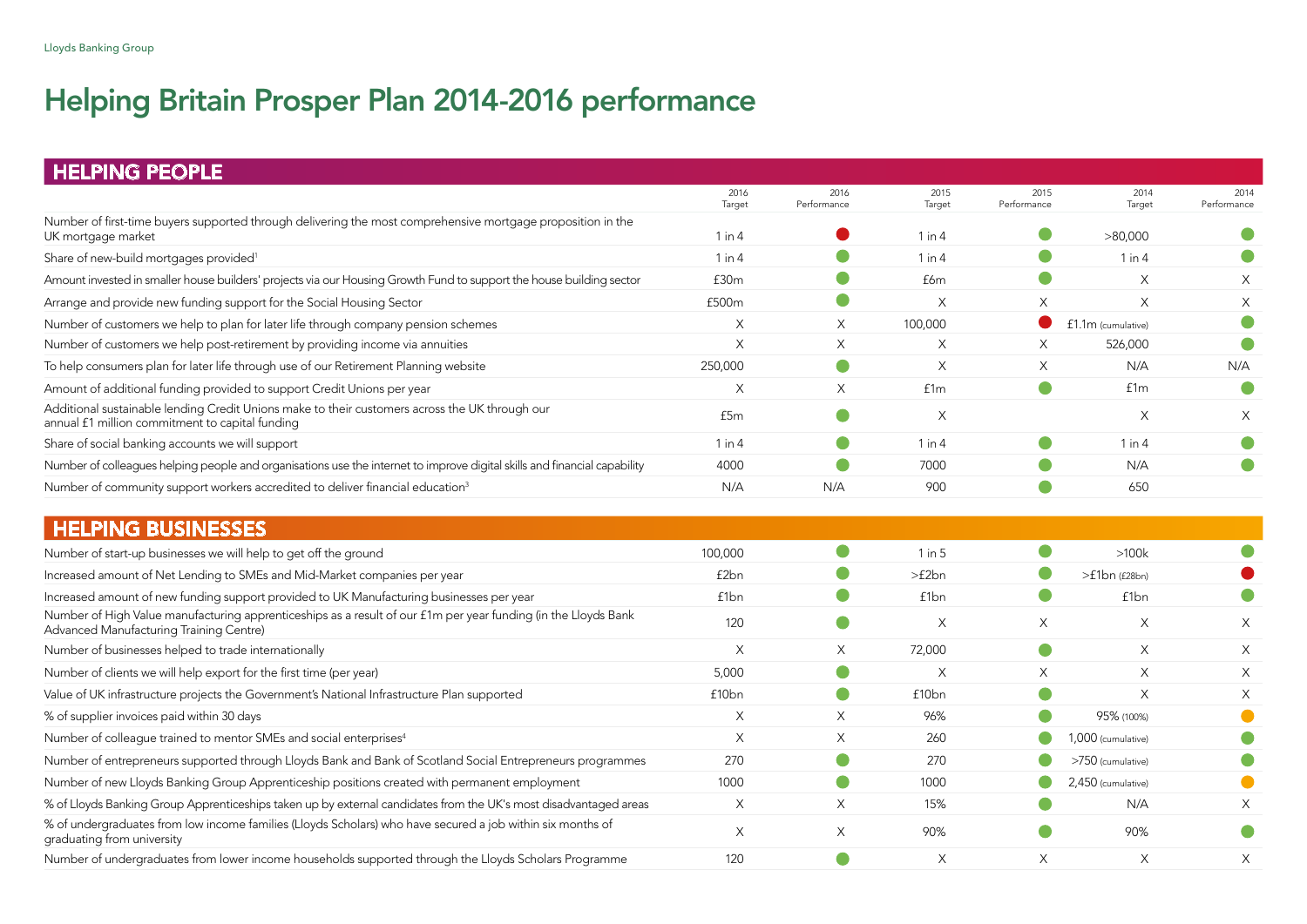# Helping Britain Prosper Plan 2014-2016 performance

## HELPING PEOPLE

| | 2016 Target | 2016 Performance | 2015 Target | 2015 Performance | 2014 Target | 2014 Performance |
|---|---|---|---|---|---|---|
| Number of first-time buyers supported through delivering the most comprehensive mortgage proposition in the UK mortgage market | 1 in 4 | ● (red) | 1 in 4 | ● (green) | >80,000 | ● (green) |
| Share of new-build mortgages provided[1] | 1 in 4 | ● (green) | 1 in 4 | ● (green) | 1 in 4 | ● (green) |
| Amount invested in smaller house builders' projects via our Housing Growth Fund to support the house building sector | £30m | ● (green) | £6m | ● (green) | X | X |
| Arrange and provide new funding support for the Social Housing Sector | £500m | ● (green) | X | X | X | X |
| Number of customers we help to plan for later life through company pension schemes | X | X | 100,000 | ● (red) | £1.1m (cumulative) | ● (green) |
| Number of customers we help post-retirement by providing income via annuities | X | X | X | X | 526,000 | ● (green) |
| To help consumers plan for later life through use of our Retirement Planning website | 250,000 | ● (green) | X | X | N/A | N/A |
| Amount of additional funding provided to support Credit Unions per year | X | X | £1m | ● (green) | £1m | ● (green) |
| Additional sustainable lending Credit Unions make to their customers across the UK through our annual £1 million commitment to capital funding | £5m | ● (green) | X | | X | X |
| Share of social banking accounts we will support | 1 in 4 | ● (green) | 1 in 4 | ● (green) | 1 in 4 | ● (green) |
| Number of colleagues helping people and organisations use the internet to improve digital skills and financial capability | 4000 | ● (green) | 7000 | ● (green) | N/A | ● (green) |
| Number of community support workers accredited to deliver financial education[3] | N/A | N/A | 900 | ● (green) | 650 | |

## HELPING BUSINESSES

| | 2016 Target | 2016 Performance | 2015 Target | 2015 Performance | 2014 Target | 2014 Performance |
|---|---|---|---|---|---|---|
| Number of start-up businesses we will help to get off the ground | 100,000 | ● (green) | 1 in 5 | ● (green) | >100k | ● (green) |
| Increased amount of Net Lending to SMEs and Mid-Market companies per year | £2bn | ● (green) | >£2bn | ● (green) | >£1bn (£28bn) | ● (red) |
| Increased amount of new funding support provided to UK Manufacturing businesses per year | £1bn | ● (green) | £1bn | ● (green) | £1bn | ● (green) |
| Number of High Value manufacturing apprenticeships as a result of our £1m per year funding (in the Lloyds Bank Advanced Manufacturing Training Centre) | 120 | ● (green) | X | X | X | X |
| Number of businesses helped to trade internationally | X | X | 72,000 | ● (green) | X | X |
| Number of clients we will help export for the first time (per year) | 5,000 | ● (green) | X | X | X | X |
| Value of UK infrastructure projects the Government's National Infrastructure Plan supported | £10bn | ● (green) | £10bn | ● (green) | X | X |
| % of supplier invoices paid within 30 days | X | X | 96% | ● (green) | 95% (100%) | ● (amber) |
| Number of colleague trained to mentor SMEs and social enterprises[4] | X | X | 260 | ● (green) | 1,000 (cumulative) | ● (green) |
| Number of entrepreneurs supported through Lloyds Bank and Bank of Scotland Social Entrepreneurs programmes | 270 | ● (green) | 270 | ● (green) | >750 (cumulative) | ● (green) |
| Number of new Lloyds Banking Group Apprenticeship positions created with permanent employment | 1000 | ● (green) | 1000 | ● (green) | 2,450 (cumulative) | ● (amber) |
| % of Lloyds Banking Group Apprenticeships taken up by external candidates from the UK's most disadvantaged areas | X | X | 15% | ● (green) | N/A | X |
| % of undergraduates from low income families (Lloyds Scholars) who have secured a job within six months of graduating from university | X | X | 90% | ● (green) | 90% | ● (green) |
| Number of undergraduates from lower income households supported through the Lloyds Scholars Programme | 120 | ● (green) | X | X | X | X |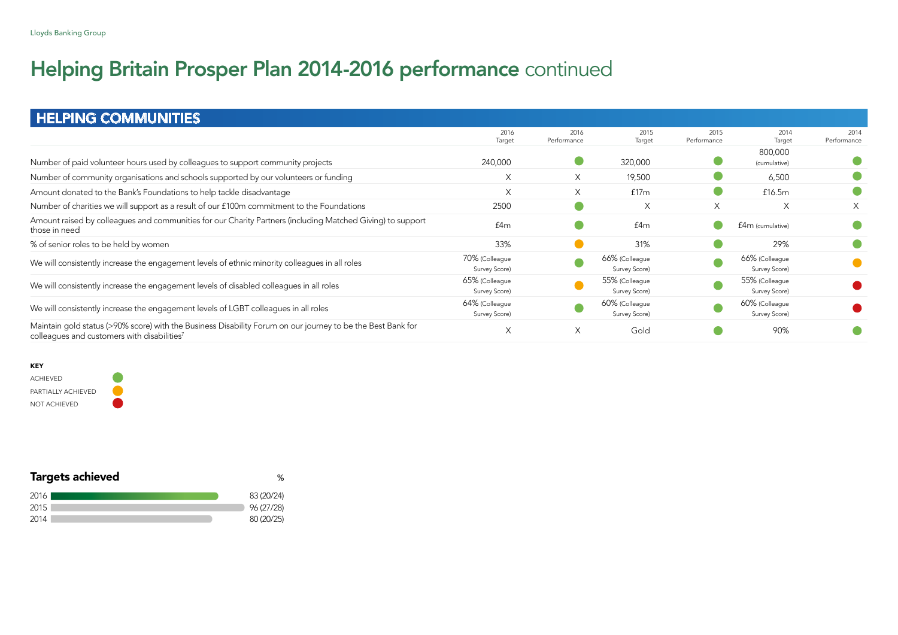# Helping Britain Prosper Plan 2014-2016 performance continued

## HELPING COMMUNITIES

| | 2016 Target | 2016 Performance | 2015 Target | 2015 Performance | 2014 Target | 2014 Performance |
|---|---|---|---|---|---|---|
| Number of paid volunteer hours used by colleagues to support community projects | 240,000 | Achieved | 320,000 | Achieved | 800,000 (cumulative) | Achieved |
| Number of community organisations and schools supported by our volunteers or funding | X | X | 19,500 | Achieved | 6,500 | Achieved |
| Amount donated to the Bank's Foundations to help tackle disadvantage | X | X | £17m | Achieved | £16.5m | Achieved |
| Number of charities we will support as a result of our £100m commitment to the Foundations | 2500 | Achieved | X | X | X | X |
| Amount raised by colleagues and communities for our Charity Partners (including Matched Giving) to support those in need | £4m | Achieved | £4m | Achieved | £4m (cumulative) | Achieved |
| % of senior roles to be held by women | 33% | Partially achieved | 31% | Achieved | 29% | Achieved |
| We will consistently increase the engagement levels of ethnic minority colleagues in all roles | 70% (Colleague Survey Score) | Achieved | 66% (Colleague Survey Score) | Achieved | 66% (Colleague Survey Score) | Partially achieved |
| We will consistently increase the engagement levels of disabled colleagues in all roles | 65% (Colleague Survey Score) | Partially achieved | 55% (Colleague Survey Score) | Achieved | 55% (Colleague Survey Score) | Not achieved |
| We will consistently increase the engagement levels of LGBT colleagues in all roles | 64% (Colleague Survey Score) | Achieved | 60% (Colleague Survey Score) | Achieved | 60% (Colleague Survey Score) | Not achieved |
| Maintain gold status (>90% score) with the Business Disability Forum on our journey to be the Best Bank for colleagues and customers with disabilities[7] | X | X | Gold | Achieved | 90% | Achieved |

**KEY**

- ACHIEVED (green)
- PARTIALLY ACHIEVED (amber)
- NOT ACHIEVED (red)

## Targets achieved

%

2016 83 (20/24)

2015 96 (27/28)

2014 80 (20/25)